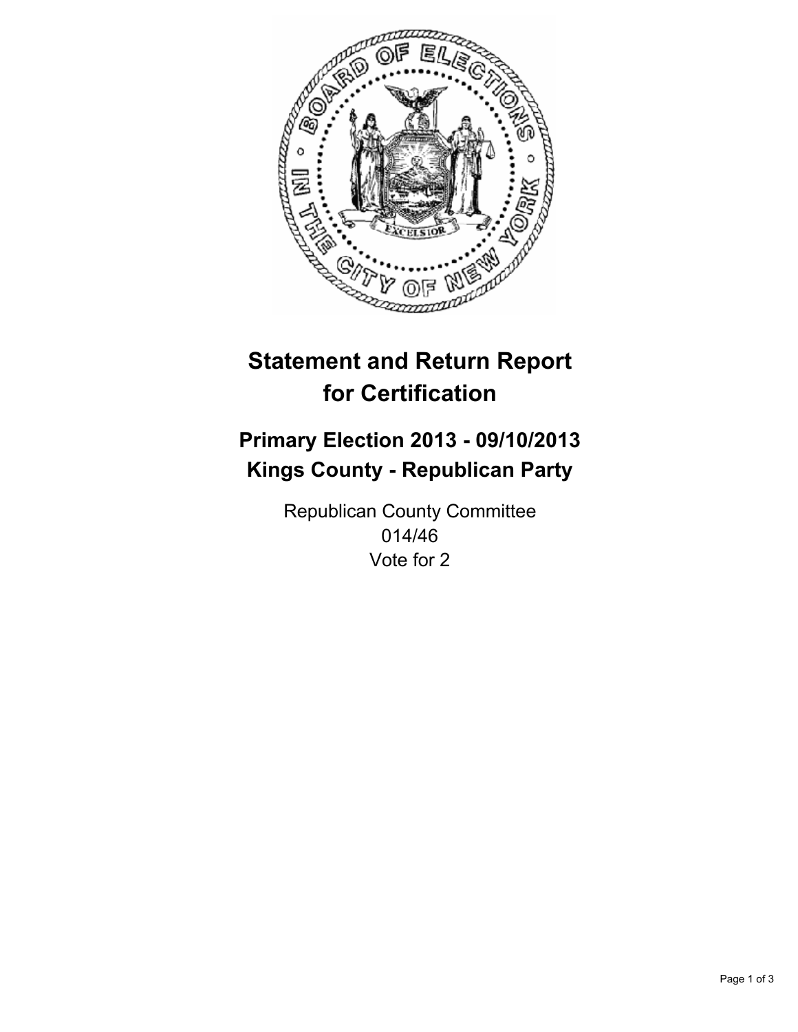# Statement and Return Report for Certification

## Primary Election 2013 - 09/10/2013
## Kings County - Republican Party

Republican County Committee
014/46
Vote for 2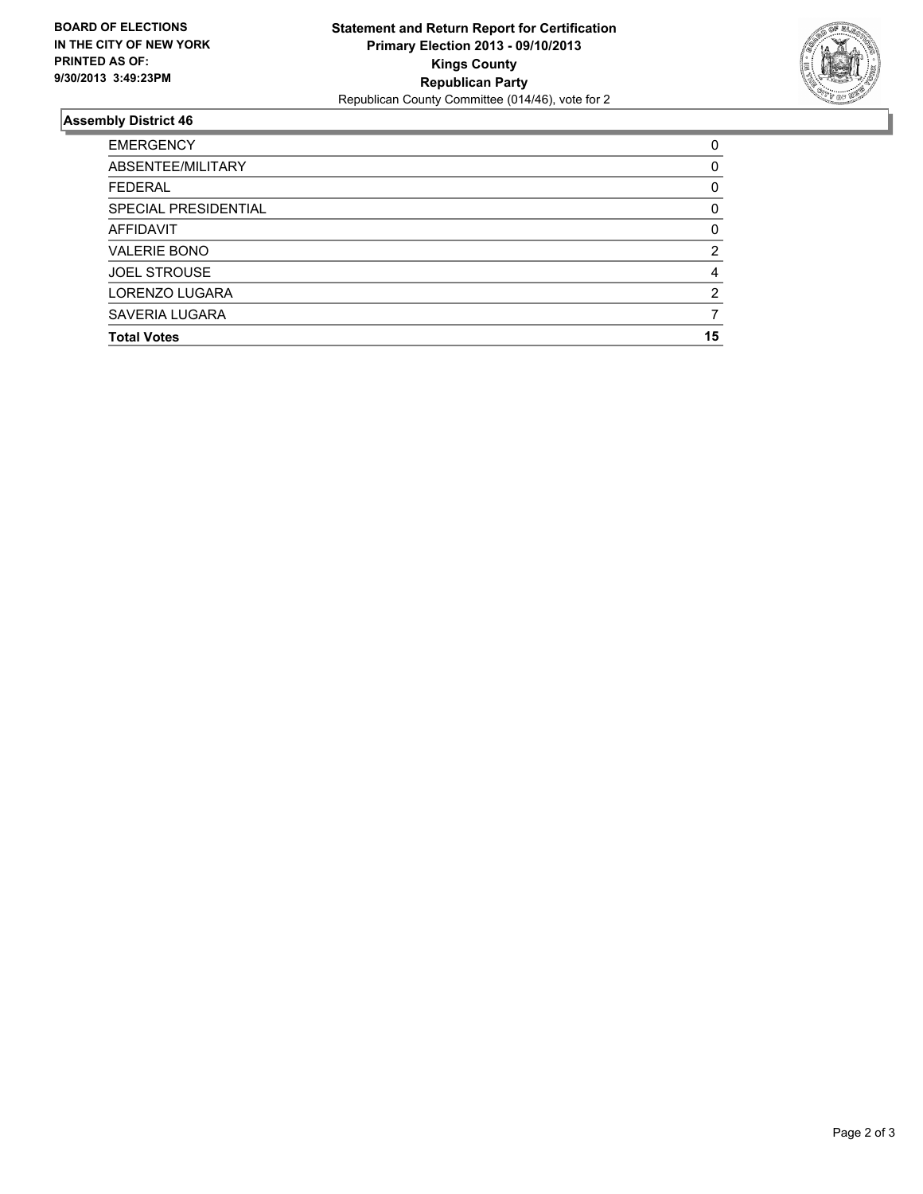**BOARD OF ELECTIONS IN THE CITY OF NEW YORK PRINTED AS OF: 9/30/2013 3:49:23PM**

**Statement and Return Report for Certification**
**Primary Election 2013 - 09/10/2013**
**Kings County**
**Republican Party**
Republican County Committee (014/46), vote for 2

### Assembly District 46

| | |
|---|---|
| EMERGENCY | 0 |
| ABSENTEE/MILITARY | 0 |
| FEDERAL | 0 |
| SPECIAL PRESIDENTIAL | 0 |
| AFFIDAVIT | 0 |
| VALERIE BONO | 2 |
| JOEL STROUSE | 4 |
| LORENZO LUGARA | 2 |
| SAVERIA LUGARA | 7 |
| **Total Votes** | **15** |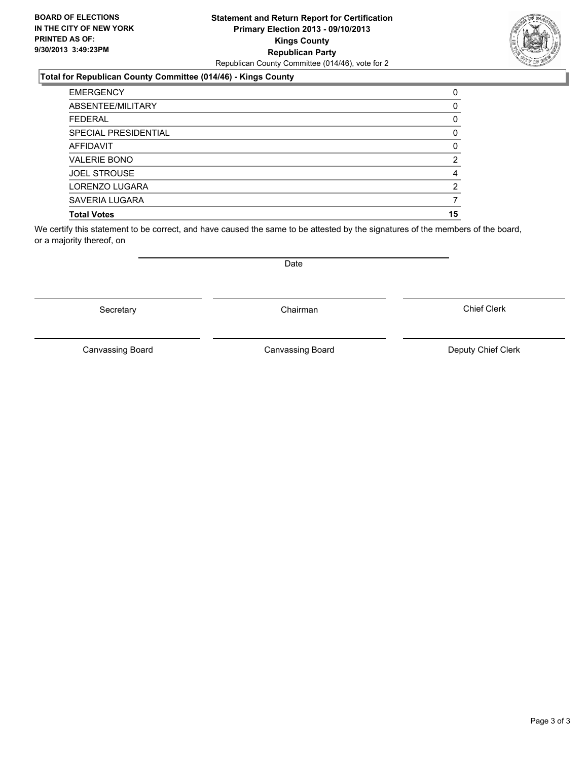**BOARD OF ELECTIONS IN THE CITY OF NEW YORK PRINTED AS OF: 9/30/2013 3:49:23PM**

**Statement and Return Report for Certification**
**Primary Election 2013 - 09/10/2013**
**Kings County**
**Republican Party**
Republican County Committee (014/46), vote for 2

**Total for Republican County Committee (014/46) - Kings County**

| | |
|---|---|
| EMERGENCY | 0 |
| ABSENTEE/MILITARY | 0 |
| FEDERAL | 0 |
| SPECIAL PRESIDENTIAL | 0 |
| AFFIDAVIT | 0 |
| VALERIE BONO | 2 |
| JOEL STROUSE | 4 |
| LORENZO LUGARA | 2 |
| SAVERIA LUGARA | 7 |
| **Total Votes** | **15** |

We certify this statement to be correct, and have caused the same to be attested by the signatures of the members of the board, or a majority thereof, on

Date

Secretary | Chairman | Chief Clerk

Canvassing Board | Canvassing Board | Deputy Chief Clerk